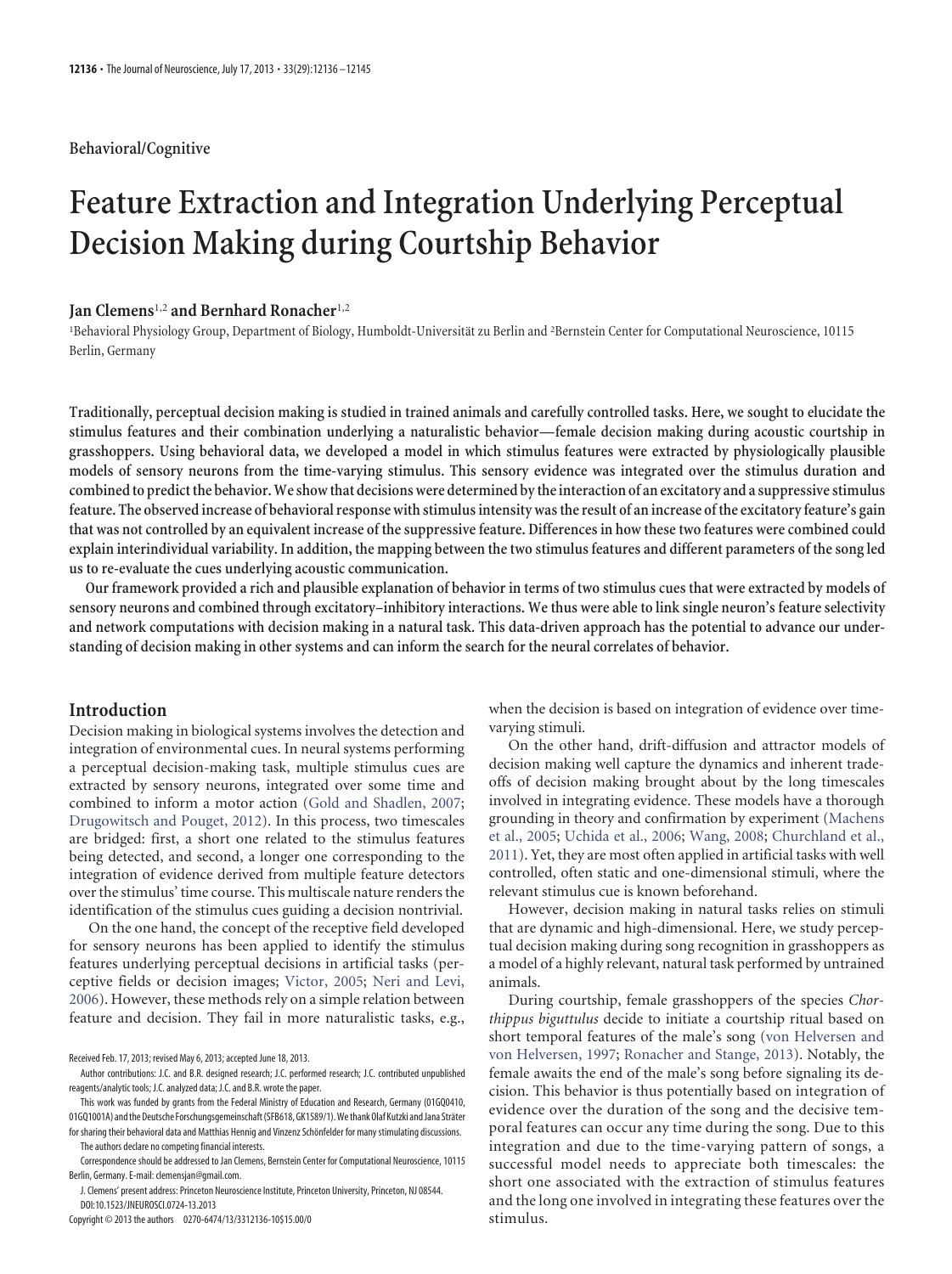Behavioral/Cognitive

# Feature Extraction and Integration Underlying Perceptual Decision Making during Courtship Behavior

**Jan Clemens**[1,2] **and Bernhard Ronacher**[1,2]

[1]Behavioral Physiology Group, Department of Biology, Humboldt-Universität zu Berlin and [2]Bernstein Center for Computational Neuroscience, 10115 Berlin, Germany

**Traditionally, perceptual decision making is studied in trained animals and carefully controlled tasks. Here, we sought to elucidate the stimulus features and their combination underlying a naturalistic behavior—female decision making during acoustic courtship in grasshoppers. Using behavioral data, we developed a model in which stimulus features were extracted by physiologically plausible models of sensory neurons from the time-varying stimulus. This sensory evidence was integrated over the stimulus duration and combined to predict the behavior. We show that decisions were determined by the interaction of an excitatory and a suppressive stimulus feature. The observed increase of behavioral response with stimulus intensity was the result of an increase of the excitatory feature's gain that was not controlled by an equivalent increase of the suppressive feature. Differences in how these two features were combined could explain interindividual variability. In addition, the mapping between the two stimulus features and different parameters of the song led us to re-evaluate the cues underlying acoustic communication.**

**Our framework provided a rich and plausible explanation of behavior in terms of two stimulus cues that were extracted by models of sensory neurons and combined through excitatory–inhibitory interactions. We thus were able to link single neuron's feature selectivity and network computations with decision making in a natural task. This data-driven approach has the potential to advance our understanding of decision making in other systems and can inform the search for the neural correlates of behavior.**

## Introduction

Decision making in biological systems involves the detection and integration of environmental cues. In neural systems performing a perceptual decision-making task, multiple stimulus cues are extracted by sensory neurons, integrated over some time and combined to inform a motor action (Gold and Shadlen, 2007; Drugowitsch and Pouget, 2012). In this process, two timescales are bridged: first, a short one related to the stimulus features being detected, and second, a longer one corresponding to the integration of evidence derived from multiple feature detectors over the stimulus' time course. This multiscale nature renders the identification of the stimulus cues guiding a decision nontrivial.

On the one hand, the concept of the receptive field developed for sensory neurons has been applied to identify the stimulus features underlying perceptual decisions in artificial tasks (perceptive fields or decision images; Victor, 2005; Neri and Levi, 2006). However, these methods rely on a simple relation between feature and decision. They fail in more naturalistic tasks, e.g., when the decision is based on integration of evidence over time-varying stimuli.

On the other hand, drift-diffusion and attractor models of decision making well capture the dynamics and inherent tradeoffs of decision making brought about by the long timescales involved in integrating evidence. These models have a thorough grounding in theory and confirmation by experiment (Machens et al., 2005; Uchida et al., 2006; Wang, 2008; Churchland et al., 2011). Yet, they are most often applied in artificial tasks with well controlled, often static and one-dimensional stimuli, where the relevant stimulus cue is known beforehand.

However, decision making in natural tasks relies on stimuli that are dynamic and high-dimensional. Here, we study perceptual decision making during song recognition in grasshoppers as a model of a highly relevant, natural task performed by untrained animals.

During courtship, female grasshoppers of the species *Chorthippus biguttulus* decide to initiate a courtship ritual based on short temporal features of the male's song (von Helversen and von Helversen, 1997; Ronacher and Stange, 2013). Notably, the female awaits the end of the male's song before signaling its decision. This behavior is thus potentially based on integration of evidence over the duration of the song and the decisive temporal features can occur any time during the song. Due to this integration and due to the time-varying pattern of songs, a successful model needs to appreciate both timescales: the short one associated with the extraction of stimulus features and the long one involved in integrating these features over the stimulus.

Received Feb. 17, 2013; revised May 6, 2013; accepted June 18, 2013.

Author contributions: J.C. and B.R. designed research; J.C. performed research; J.C. contributed unpublished reagents/analytic tools; J.C. analyzed data; J.C. and B.R. wrote the paper.

This work was funded by grants from the Federal Ministry of Education and Research, Germany (01GQ0410, 01GQ1001A) and the Deutsche Forschungsgemeinschaft (SFB618, GK1589/1). We thank Olaf Kutzki and Jana Sträter for sharing their behavioral data and Matthias Hennig and Vinzenz Schönfelder for many stimulating discussions.

The authors declare no competing financial interests.

Correspondence should be addressed to Jan Clemens, Bernstein Center for Computational Neuroscience, 10115 Berlin, Germany. E-mail: clemensjan@gmail.com.

J. Clemens' present address: Princeton Neuroscience Institute, Princeton University, Princeton, NJ 08544.

DOI:10.1523/JNEUROSCI.0724-13.2013

Copyright © 2013 the authors 0270-6474/13/3312136-10$15.00/0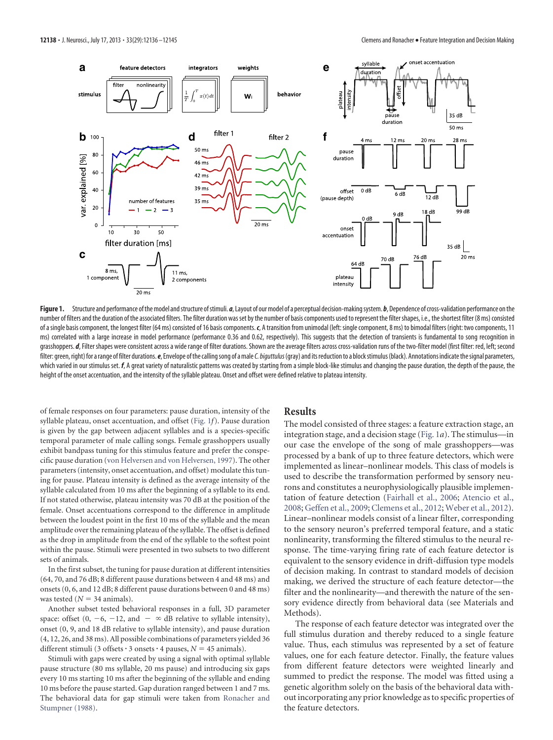**Figure 1.** Structure and performance of the model and structure of stimuli. ***a***, Layout of our model of a perceptual decision-making system. ***b***, Dependence of cross-validation performance on the number of filters and the duration of the associated filters. The filter duration was set by the number of basis components used to represent the filter shapes, i.e., the shortest filter (8 ms) consisted of a single basis component, the longest filter (64 ms) consisted of 16 basis components. ***c***, A transition from unimodal (left: single component, 8 ms) to bimodal filters (right: two components, 11 ms) correlated with a large increase in model performance (performance 0.36 and 0.62, respectively). This suggests that the detection of transients is fundamental to song recognition in grasshoppers. ***d***, Filter shapes were consistent across a wide range of filter durations. Shown are the average filters across cross-validation runs of the two-filter model (first filter: red, left; second filter: green, right) for a range of filter durations. ***e***, Envelope of the calling song of a male *C. biguttulus* (gray) and its reduction to a block stimulus (black). Annotations indicate the signal parameters, which varied in our stimulus set. ***f***, A great variety of naturalistic patterns was created by starting from a simple block-like stimulus and changing the pause duration, the depth of the pause, the height of the onset accentuation, and the intensity of the syllable plateau. Onset and offset were defined relative to plateau intensity.

of female responses on four parameters: pause duration, intensity of the syllable plateau, onset accentuation, and offset (Fig. 1*f*). Pause duration is given by the gap between adjacent syllables and is a species-specific temporal parameter of male calling songs. Female grasshoppers usually exhibit bandpass tuning for this stimulus feature and prefer the conspecific pause duration (von Helversen and von Helversen, 1997). The other parameters (intensity, onset accentuation, and offset) modulate this tuning for pause. Plateau intensity is defined as the average intensity of the syllable calculated from 10 ms after the beginning of a syllable to its end. If not stated otherwise, plateau intensity was 70 dB at the position of the female. Onset accentuations correspond to the difference in amplitude between the loudest point in the first 10 ms of the syllable and the mean amplitude over the remaining plateau of the syllable. The offset is defined as the drop in amplitude from the end of the syllable to the softest point within the pause. Stimuli were presented in two subsets to two different sets of animals.

In the first subset, the tuning for pause duration at different intensities (64, 70, and 76 dB; 8 different pause durations between 4 and 48 ms) and onsets (0, 6, and 12 dB; 8 different pause durations between 0 and 48 ms) was tested ($N = 34$ animals).

Another subset tested behavioral responses in a full, 3D parameter space: offset (0, −6, −12, and $-\infty$ dB relative to syllable intensity), onset (0, 9, and 18 dB relative to syllable intensity), and pause duration (4, 12, 26, and 38 ms). All possible combinations of parameters yielded 36 different stimuli (3 offsets · 3 onsets · 4 pauses, $N = 45$ animals).

Stimuli with gaps were created by using a signal with optimal syllable pause structure (80 ms syllable, 20 ms pause) and introducing six gaps every 10 ms starting 10 ms after the beginning of the syllable and ending 10 ms before the pause started. Gap duration ranged between 1 and 7 ms. The behavioral data for gap stimuli were taken from Ronacher and Stumpner (1988).

## Results

The model consisted of three stages: a feature extraction stage, an integration stage, and a decision stage (Fig. 1*a*). The stimulus—in our case the envelope of the song of male grasshoppers—was processed by a bank of up to three feature detectors, which were implemented as linear–nonlinear models. This class of models is used to describe the transformation performed by sensory neurons and constitutes a neurophysiologically plausible implementation of feature detection (Fairhall et al., 2006; Atencio et al., 2008; Geffen et al., 2009; Clemens et al., 2012; Weber et al., 2012). Linear–nonlinear models consist of a linear filter, corresponding to the sensory neuron's preferred temporal feature, and a static nonlinearity, transforming the filtered stimulus to the neural response. The time-varying firing rate of each feature detector is equivalent to the sensory evidence in drift-diffusion type models of decision making. In contrast to standard models of decision making, we derived the structure of each feature detector—the filter and the nonlinearity—and therewith the nature of the sensory evidence directly from behavioral data (see Materials and Methods).

The response of each feature detector was integrated over the full stimulus duration and thereby reduced to a single feature value. Thus, each stimulus was represented by a set of feature values, one for each feature detector. Finally, the feature values from different feature detectors were weighted linearly and summed to predict the response. The model was fitted using a genetic algorithm solely on the basis of the behavioral data without incorporating any prior knowledge as to specific properties of the feature detectors.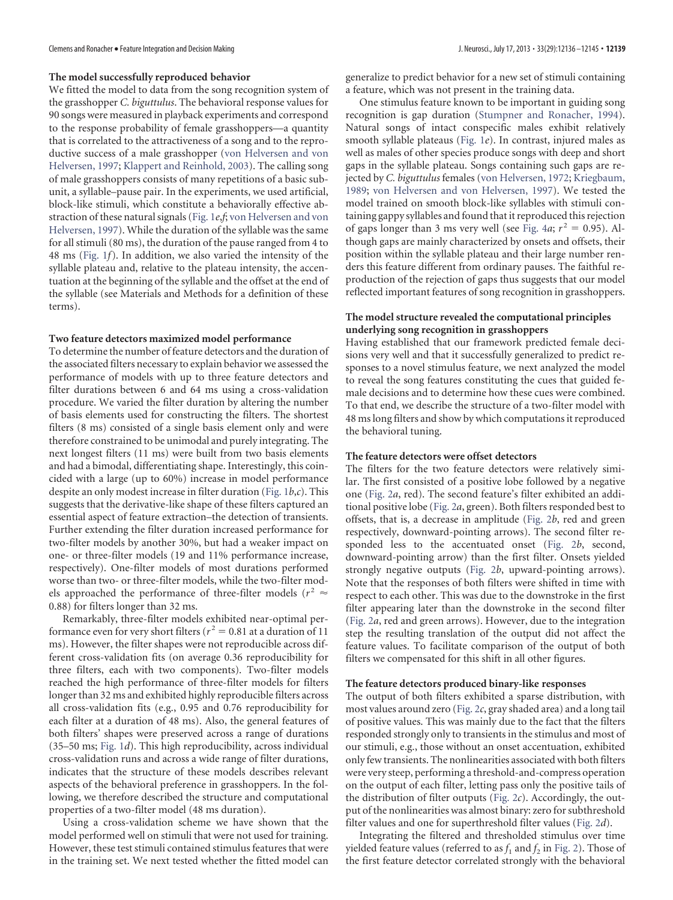### The model successfully reproduced behavior

We fitted the model to data from the song recognition system of the grasshopper *C. biguttulus*. The behavioral response values for 90 songs were measured in playback experiments and correspond to the response probability of female grasshoppers—a quantity that is correlated to the attractiveness of a song and to the reproductive success of a male grasshopper (von Helversen and von Helversen, 1997; Klappert and Reinhold, 2003). The calling song of male grasshoppers consists of many repetitions of a basic subunit, a syllable–pause pair. In the experiments, we used artificial, block-like stimuli, which constitute a behaviorally effective abstraction of these natural signals (Fig. 1*e*,*f*; von Helversen and von Helversen, 1997). While the duration of the syllable was the same for all stimuli (80 ms), the duration of the pause ranged from 4 to 48 ms (Fig. 1*f*). In addition, we also varied the intensity of the syllable plateau and, relative to the plateau intensity, the accentuation at the beginning of the syllable and the offset at the end of the syllable (see Materials and Methods for a definition of these terms).

### Two feature detectors maximized model performance

To determine the number of feature detectors and the duration of the associated filters necessary to explain behavior we assessed the performance of models with up to three feature detectors and filter durations between 6 and 64 ms using a cross-validation procedure. We varied the filter duration by altering the number of basis elements used for constructing the filters. The shortest filters (8 ms) consisted of a single basis element only and were therefore constrained to be unimodal and purely integrating. The next longest filters (11 ms) were built from two basis elements and had a bimodal, differentiating shape. Interestingly, this coincided with a large (up to 60%) increase in model performance despite an only modest increase in filter duration (Fig. 1*b*,*c*). This suggests that the derivative-like shape of these filters captured an essential aspect of feature extraction–the detection of transients. Further extending the filter duration increased performance for two-filter models by another 30%, but had a weaker impact on one- or three-filter models (19 and 11% performance increase, respectively). One-filter models of most durations performed worse than two- or three-filter models, while the two-filter models approached the performance of three-filter models ($r^2 \approx 0.88$) for filters longer than 32 ms.

Remarkably, three-filter models exhibited near-optimal performance even for very short filters ($r^2 = 0.81$ at a duration of 11 ms). However, the filter shapes were not reproducible across different cross-validation fits (on average 0.36 reproducibility for three filters, each with two components). Two-filter models reached the high performance of three-filter models for filters longer than 32 ms and exhibited highly reproducible filters across all cross-validation fits (e.g., 0.95 and 0.76 reproducibility for each filter at a duration of 48 ms). Also, the general features of both filters' shapes were preserved across a range of durations (35–50 ms; Fig. 1*d*). This high reproducibility, across individual cross-validation runs and across a wide range of filter durations, indicates that the structure of these models describes relevant aspects of the behavioral preference in grasshoppers. In the following, we therefore described the structure and computational properties of a two-filter model (48 ms duration).

Using a cross-validation scheme we have shown that the model performed well on stimuli that were not used for training. However, these test stimuli contained stimulus features that were in the training set. We next tested whether the fitted model can generalize to predict behavior for a new set of stimuli containing a feature, which was not present in the training data.

One stimulus feature known to be important in guiding song recognition is gap duration (Stumpner and Ronacher, 1994). Natural songs of intact conspecific males exhibit relatively smooth syllable plateaus (Fig. 1*e*). In contrast, injured males as well as males of other species produce songs with deep and short gaps in the syllable plateau. Songs containing such gaps are rejected by *C. biguttulus* females (von Helversen, 1972; Kriegbaum, 1989; von Helversen and von Helversen, 1997). We tested the model trained on smooth block-like syllables with stimuli containing gappy syllables and found that it reproduced this rejection of gaps longer than 3 ms very well (see Fig. 4*a*; $r^2 = 0.95$). Although gaps are mainly characterized by onsets and offsets, their position within the syllable plateau and their large number renders this feature different from ordinary pauses. The faithful reproduction of the rejection of gaps thus suggests that our model reflected important features of song recognition in grasshoppers.

### The model structure revealed the computational principles underlying song recognition in grasshoppers

Having established that our framework predicted female decisions very well and that it successfully generalized to predict responses to a novel stimulus feature, we next analyzed the model to reveal the song features constituting the cues that guided female decisions and to determine how these cues were combined. To that end, we describe the structure of a two-filter model with 48 ms long filters and show by which computations it reproduced the behavioral tuning.

### The feature detectors were offset detectors

The filters for the two feature detectors were relatively similar. The first consisted of a positive lobe followed by a negative one (Fig. 2*a*, red). The second feature's filter exhibited an additional positive lobe (Fig. 2*a*, green). Both filters responded best to offsets, that is, a decrease in amplitude (Fig. 2*b*, red and green respectively, downward-pointing arrows). The second filter responded less to the accentuated onset (Fig. 2*b*, second, downward-pointing arrow) than the first filter. Onsets yielded strongly negative outputs (Fig. 2*b*, upward-pointing arrows). Note that the responses of both filters were shifted in time with respect to each other. This was due to the downstroke in the first filter appearing later than the downstroke in the second filter (Fig. 2*a*, red and green arrows). However, due to the integration step the resulting translation of the output did not affect the feature values. To facilitate comparison of the output of both filters we compensated for this shift in all other figures.

### The feature detectors produced binary-like responses

The output of both filters exhibited a sparse distribution, with most values around zero (Fig. 2*c*, gray shaded area) and a long tail of positive values. This was mainly due to the fact that the filters responded strongly only to transients in the stimulus and most of our stimuli, e.g., those without an onset accentuation, exhibited only few transients. The nonlinearities associated with both filters were very steep, performing a threshold-and-compress operation on the output of each filter, letting pass only the positive tails of the distribution of filter outputs (Fig. 2*c*). Accordingly, the output of the nonlinearities was almost binary: zero for subthreshold filter values and one for superthreshold filter values (Fig. 2*d*).

Integrating the filtered and thresholded stimulus over time yielded feature values (referred to as $f_1$ and $f_2$ in Fig. 2). Those of the first feature detector correlated strongly with the behavioral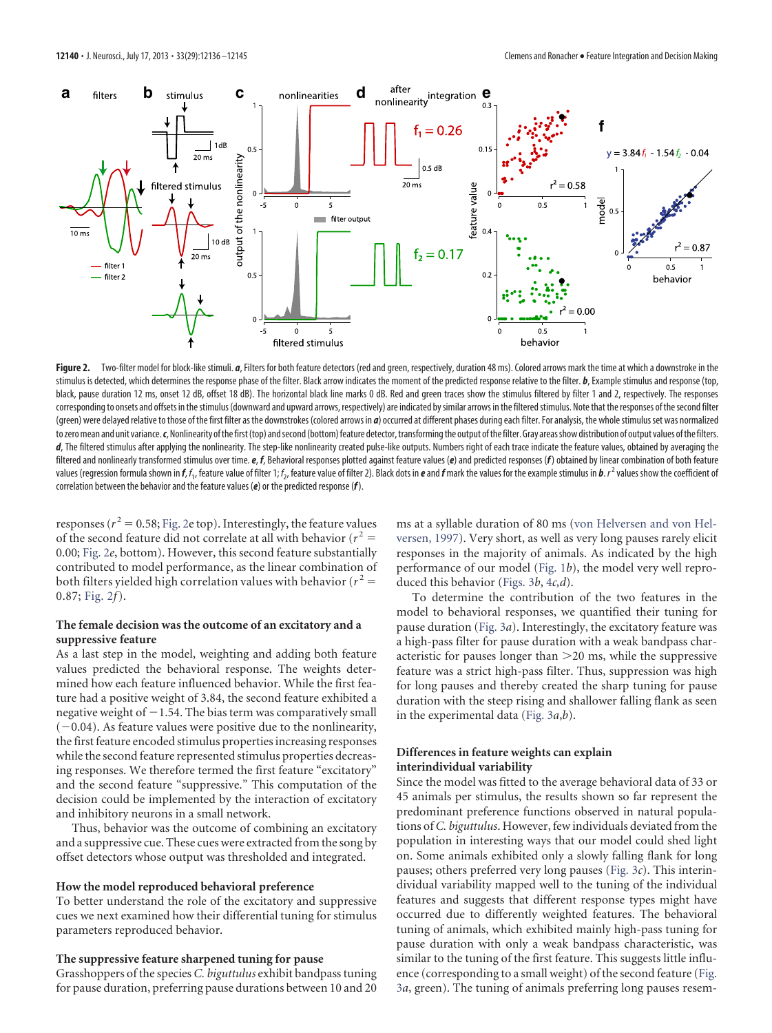**Figure 2.** Two-filter model for block-like stimuli. ***a***, Filters for both feature detectors (red and green, respectively, duration 48 ms). Colored arrows mark the time at which a downstroke in the stimulus is detected, which determines the response phase of the filter. Black arrow indicates the moment of the predicted response relative to the filter. ***b***, Example stimulus and response (top, black, pause duration 12 ms, onset 12 dB, offset 18 dB). The horizontal black line marks 0 dB. Red and green traces show the stimulus filtered by filter 1 and 2, respectively. The responses corresponding to onsets and offsets in the stimulus (downward and upward arrows, respectively) are indicated by similar arrows in the filtered stimulus. Note that the responses of the second filter (green) were delayed relative to those of the first filter as the downstrokes (colored arrows in ***a***) occurred at different phases during each filter. For analysis, the whole stimulus set was normalized to zero mean and unit variance. ***c***, Nonlinearity of the first (top) and second (bottom) feature detector, transforming the output of the filter. Gray areas show distribution of output values of the filters. ***d***, The filtered stimulus after applying the nonlinearity. The step-like nonlinearity created pulse-like outputs. Numbers right of each trace indicate the feature values, obtained by averaging the filtered and nonlinearly transformed stimulus over time. ***e***, ***f***, Behavioral responses plotted against feature values (***e***) and predicted responses (***f***) obtained by linear combination of both feature values (regression formula shown in ***f***, $f_1$, feature value of filter 1; $f_2$, feature value of filter 2). Black dots in ***e*** and ***f*** mark the values for the example stimulus in ***b***. $r^2$ values show the coefficient of correlation between the behavior and the feature values (***e***) or the predicted response (***f***).

responses ($r^2 = 0.58$; Fig. 2*e* top). Interestingly, the feature values of the second feature did not correlate at all with behavior ($r^2 = 0.00$; Fig. 2*e*, bottom). However, this second feature substantially contributed to model performance, as the linear combination of both filters yielded high correlation values with behavior ($r^2 = 0.87$; Fig. 2*f*).

### The female decision was the outcome of an excitatory and a suppressive feature

As a last step in the model, weighting and adding both feature values predicted the behavioral response. The weights determined how each feature influenced behavior. While the first feature had a positive weight of 3.84, the second feature exhibited a negative weight of −1.54. The bias term was comparatively small (−0.04). As feature values were positive due to the nonlinearity, the first feature encoded stimulus properties increasing responses while the second feature represented stimulus properties decreasing responses. We therefore termed the first feature "excitatory" and the second feature "suppressive." This computation of the decision could be implemented by the interaction of excitatory and inhibitory neurons in a small network.

Thus, behavior was the outcome of combining an excitatory and a suppressive cue. These cues were extracted from the song by offset detectors whose output was thresholded and integrated.

### How the model reproduced behavioral preference

To better understand the role of the excitatory and suppressive cues we next examined how their differential tuning for stimulus parameters reproduced behavior.

### The suppressive feature sharpened tuning for pause

Grasshoppers of the species *C. biguttulus* exhibit bandpass tuning for pause duration, preferring pause durations between 10 and 20 ms at a syllable duration of 80 ms (von Helversen and von Helversen, 1997). Very short, as well as very long pauses rarely elicit responses in the majority of animals. As indicated by the high performance of our model (Fig. 1*b*), the model very well reproduced this behavior (Figs. 3*b*, 4*c*,*d*).

To determine the contribution of the two features in the model to behavioral responses, we quantified their tuning for pause duration (Fig. 3*a*). Interestingly, the excitatory feature was a high-pass filter for pause duration with a weak bandpass characteristic for pauses longer than >20 ms, while the suppressive feature was a strict high-pass filter. Thus, suppression was high for long pauses and thereby created the sharp tuning for pause duration with the steep rising and shallower falling flank as seen in the experimental data (Fig. 3*a*,*b*).

### Differences in feature weights can explain interindividual variability

Since the model was fitted to the average behavioral data of 33 or 45 animals per stimulus, the results shown so far represent the predominant preference functions observed in natural populations of *C. biguttulus*. However, few individuals deviated from the population in interesting ways that our model could shed light on. Some animals exhibited only a slowly falling flank for long pauses; others preferred very long pauses (Fig. 3*c*). This interindividual variability mapped well to the tuning of the individual features and suggests that different response types might have occurred due to differently weighted features. The behavioral tuning of animals, which exhibited mainly high-pass tuning for pause duration with only a weak bandpass characteristic, was similar to the tuning of the first feature. This suggests little influence (corresponding to a small weight) of the second feature (Fig. 3*a*, green). The tuning of animals preferring long pauses resem-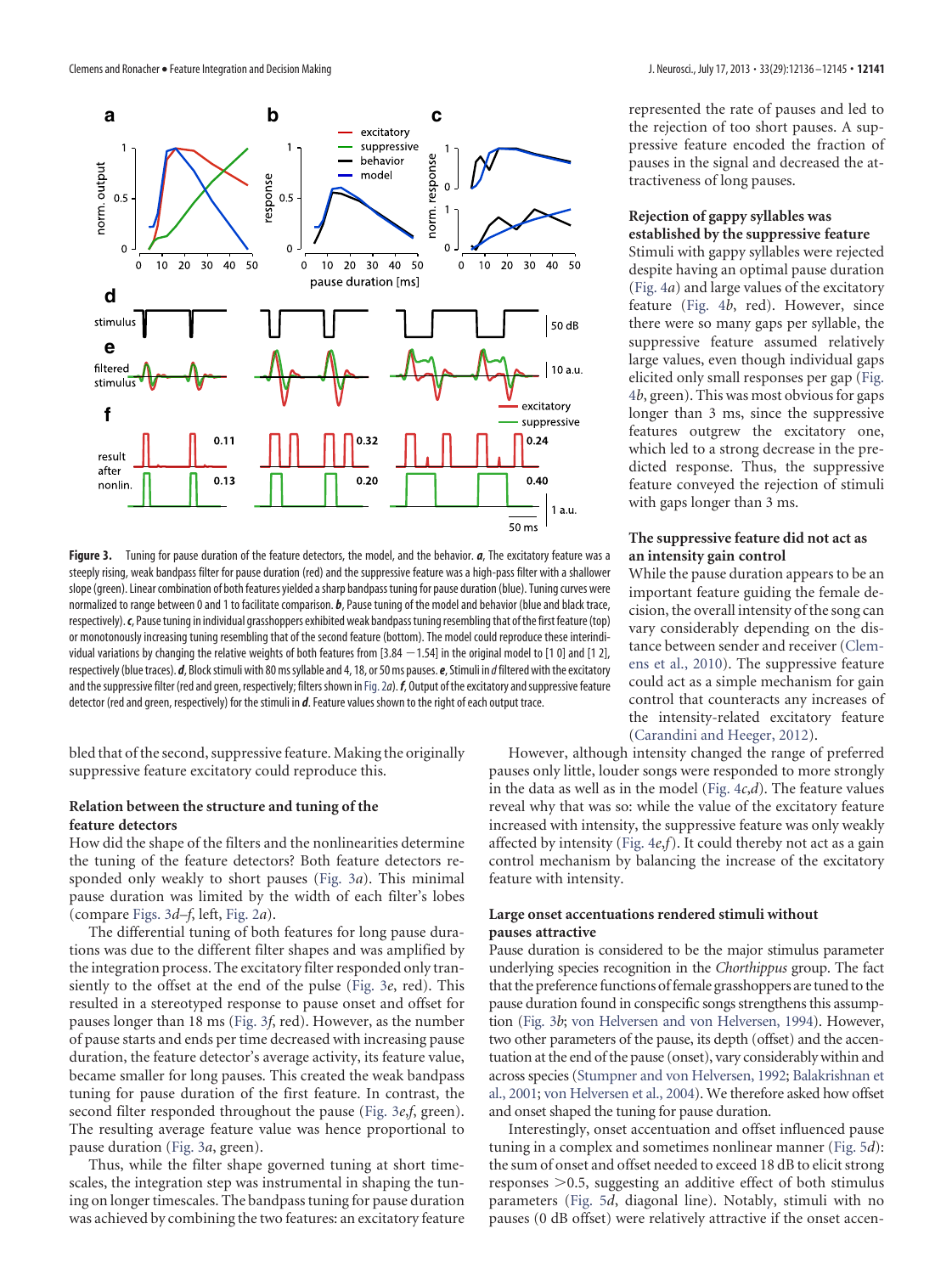represented the rate of pauses and led to the rejection of too short pauses. A suppressive feature encoded the fraction of pauses in the signal and decreased the attractiveness of long pauses.

**Figure 3.** Tuning for pause duration of the feature detectors, the model, and the behavior. ***a***, The excitatory feature was a steeply rising, weak bandpass filter for pause duration (red) and the suppressive feature was a high-pass filter with a shallower slope (green). Linear combination of both features yielded a sharp bandpass tuning for pause duration (blue). Tuning curves were normalized to range between 0 and 1 to facilitate comparison. ***b***, Pause tuning of the model and behavior (blue and black trace, respectively). ***c***, Pause tuning in individual grasshoppers exhibited weak bandpass tuning resembling that of the first feature (top) or monotonously increasing tuning resembling that of the second feature (bottom). The model could reproduce these interindividual variations by changing the relative weights of both features from [3.84 −1.54] in the original model to [1 0] and [1 2], respectively (blue traces). ***d***, Block stimuli with 80 ms syllable and 4, 18, or 50 ms pauses. ***e***, Stimuli in ***d*** filtered with the excitatory and the suppressive filter (red and green, respectively; filters shown in Fig. 2*a*). ***f***, Output of the excitatory and suppressive feature detector (red and green, respectively) for the stimuli in ***d***. Feature values shown to the right of each output trace.

bled that of the second, suppressive feature. Making the originally suppressive feature excitatory could reproduce this.

### Relation between the structure and tuning of the feature detectors

How did the shape of the filters and the nonlinearities determine the tuning of the feature detectors? Both feature detectors responded only weakly to short pauses (Fig. 3*a*). This minimal pause duration was limited by the width of each filter's lobes (compare Figs. 3*d–f*, left, Fig. 2*a*).

The differential tuning of both features for long pause durations was due to the different filter shapes and was amplified by the integration process. The excitatory filter responded only transiently to the offset at the end of the pulse (Fig. 3*e*, red). This resulted in a stereotyped response to pause onset and offset for pauses longer than 18 ms (Fig. 3*f*, red). However, as the number of pause starts and ends per time decreased with increasing pause duration, the feature detector's average activity, its feature value, became smaller for long pauses. This created the weak bandpass tuning for pause duration of the first feature. In contrast, the second filter responded throughout the pause (Fig. 3*e*,*f*, green). The resulting average feature value was hence proportional to pause duration (Fig. 3*a*, green).

Thus, while the filter shape governed tuning at short timescales, the integration step was instrumental in shaping the tuning on longer timescales. The bandpass tuning for pause duration was achieved by combining the two features: an excitatory feature

### Rejection of gappy syllables was established by the suppressive feature

Stimuli with gappy syllables were rejected despite having an optimal pause duration (Fig. 4*a*) and large values of the excitatory feature (Fig. 4*b*, red). However, since there were so many gaps per syllable, the suppressive feature assumed relatively large values, even though individual gaps elicited only small responses per gap (Fig. 4*b*, green). This was most obvious for gaps longer than 3 ms, since the suppressive features outgrew the excitatory one, which led to a strong decrease in the predicted response. Thus, the suppressive feature conveyed the rejection of stimuli with gaps longer than 3 ms.

### The suppressive feature did not act as an intensity gain control

While the pause duration appears to be an important feature guiding the female decision, the overall intensity of the song can vary considerably depending on the distance between sender and receiver (Clemens et al., 2010). The suppressive feature could act as a simple mechanism for gain control that counteracts any increases of the intensity-related excitatory feature (Carandini and Heeger, 2012).

However, although intensity changed the range of preferred pauses only little, louder songs were responded to more strongly in the data as well as in the model (Fig. 4*c*,*d*). The feature values reveal why that was so: while the value of the excitatory feature increased with intensity, the suppressive feature was only weakly affected by intensity (Fig. 4*e*,*f*). It could thereby not act as a gain control mechanism by balancing the increase of the excitatory feature with intensity.

### Large onset accentuations rendered stimuli without pauses attractive

Pause duration is considered to be the major stimulus parameter underlying species recognition in the *Chorthippus* group. The fact that the preference functions of female grasshoppers are tuned to the pause duration found in conspecific songs strengthens this assumption (Fig. 3*b*; von Helversen and von Helversen, 1994). However, two other parameters of the pause, its depth (offset) and the accentuation at the end of the pause (onset), vary considerably within and across species (Stumpner and von Helversen, 1992; Balakrishnan et al., 2001; von Helversen et al., 2004). We therefore asked how offset and onset shaped the tuning for pause duration.

Interestingly, onset accentuation and offset influenced pause tuning in a complex and sometimes nonlinear manner (Fig. 5*d*): the sum of onset and offset needed to exceed 18 dB to elicit strong responses >0.5, suggesting an additive effect of both stimulus parameters (Fig. 5*d*, diagonal line). Notably, stimuli with no pauses (0 dB offset) were relatively attractive if the onset accen-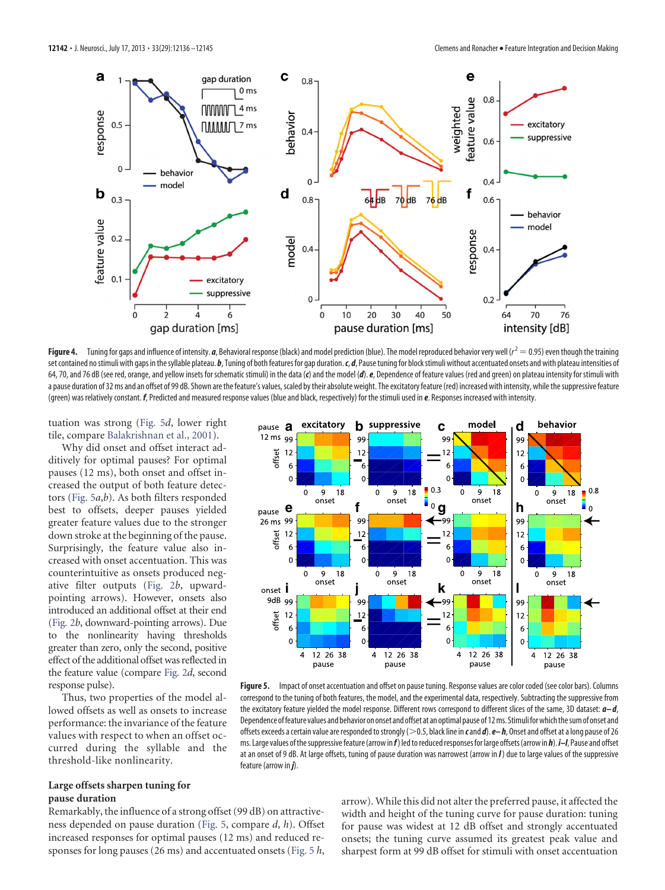**Figure 4.** Tuning for gaps and influence of intensity. ***a***, Behavioral response (black) and model prediction (blue). The model reproduced behavior very well ($r^2 = 0.95$) even though the training set contained no stimuli with gaps in the syllable plateau. ***b***, Tuning of both features for gap duration. ***c***, ***d***, Pause tuning for block stimuli without accentuated onsets and with plateau intensities of 64, 70, and 76 dB (see red, orange, and yellow insets for schematic stimuli) in the data (***c***) and the model (***d***). ***e***, Dependence of feature values (red and green) on plateau intensity for stimuli with a pause duration of 32 ms and an offset of 99 dB. Shown are the feature's values, scaled by their absolute weight. The excitatory feature (red) increased with intensity, while the suppressive feature (green) was relatively constant. ***f***, Predicted and measured response values (blue and black, respectively) for the stimuli used in ***e***. Responses increased with intensity.

tuation was strong (Fig. 5*d*, lower right tile, compare Balakrishnan et al., 2001).

Why did onset and offset interact additively for optimal pauses? For optimal pauses (12 ms), both onset and offset increased the output of both feature detectors (Fig. 5*a*,*b*). As both filters responded best to offsets, deeper pauses yielded greater feature values due to the stronger down stroke at the beginning of the pause. Surprisingly, the feature value also increased with onset accentuation. This was counterintuitive as onsets produced negative filter outputs (Fig. 2*b*, upward-pointing arrows). However, onsets also introduced an additional offset at their end (Fig. 2*b*, downward-pointing arrows). Due to the nonlinearity having thresholds greater than zero, only the second, positive effect of the additional offset was reflected in the feature value (compare Fig. 2*d*, second response pulse).

Thus, two properties of the model allowed offsets as well as onsets to increase performance: the invariance of the feature values with respect to when an offset occurred during the syllable and the threshold-like nonlinearity.

**Figure 5.** Impact of onset accentuation and offset on pause tuning. Response values are color coded (see color bars). Columns correspond to the tuning of both features, the model, and the experimental data, respectively. Subtracting the suppressive from the excitatory feature yielded the model response. Different rows correspond to different slices of the same, 3D dataset: ***a–d***, Dependence of feature values and behavior on onset and offset at an optimal pause of 12 ms. Stimuli for which the sum of onset and offsets exceeds a certain value are responded to strongly (>0.5, black line in ***c*** and ***d***). ***e–h***, Onset and offset at a long pause of 26 ms. Large values of the suppressive feature (arrow in ***f***) led to reduced responses for large offsets (arrow in ***h***). ***i–l***, Pause and offset at an onset of 9 dB. At large offsets, tuning of pause duration was narrowest (arrow in ***l***) due to large values of the suppressive feature (arrow in ***j***).

### Large offsets sharpen tuning for pause duration

Remarkably, the influence of a strong offset (99 dB) on attractiveness depended on pause duration (Fig. 5, compare *d*, *h*). Offset increased responses for optimal pauses (12 ms) and reduced responses for long pauses (26 ms) and accentuated onsets (Fig. 5 *h*, arrow). While this did not alter the preferred pause, it affected the width and height of the tuning curve for pause duration: tuning for pause was widest at 12 dB offset and strongly accentuated onsets; the tuning curve assumed its greatest peak value and sharpest form at 99 dB offset for stimuli with onset accentuation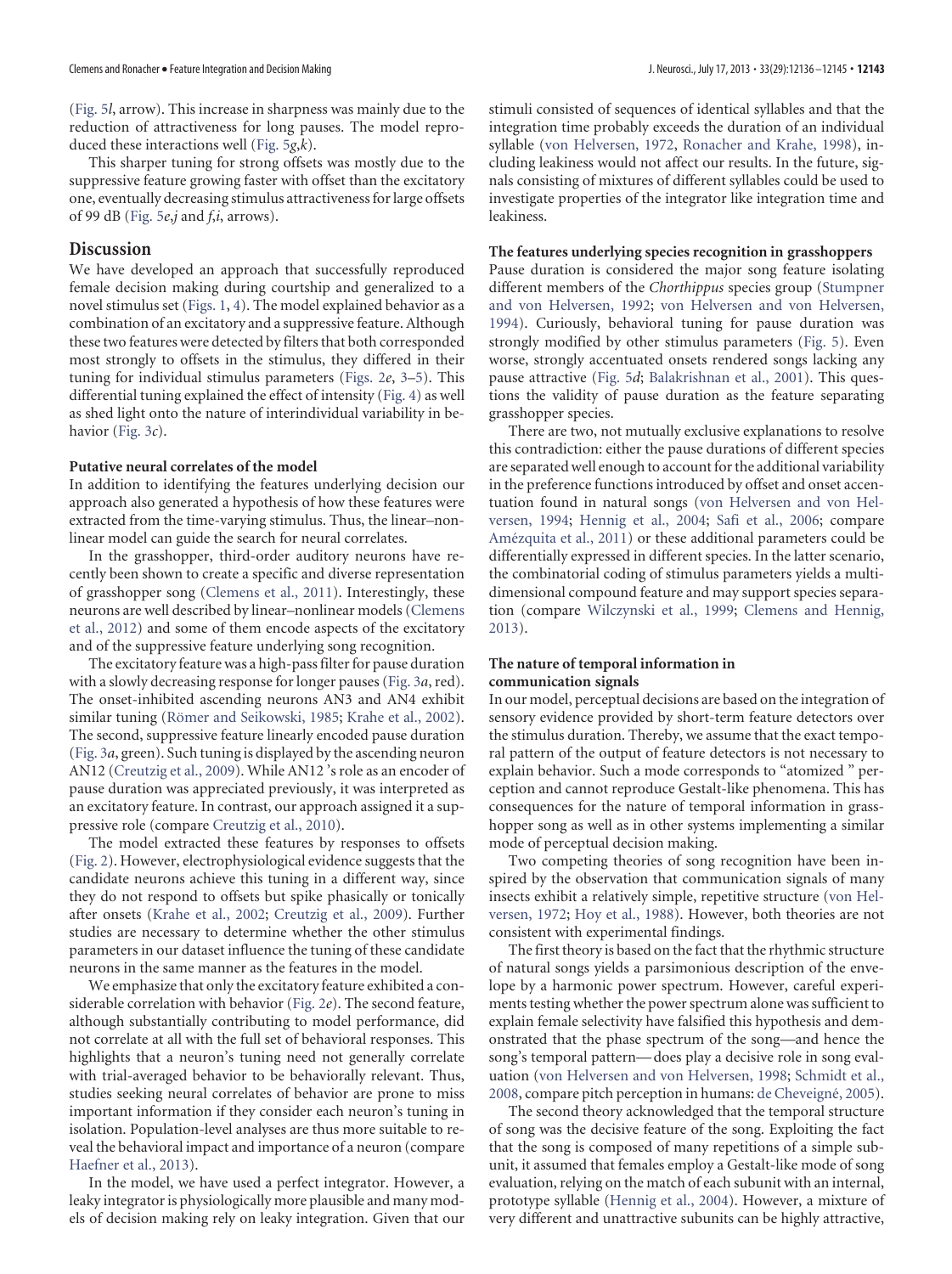(Fig. 5*l*, arrow). This increase in sharpness was mainly due to the reduction of attractiveness for long pauses. The model reproduced these interactions well (Fig. 5*g*,*k*).

This sharper tuning for strong offsets was mostly due to the suppressive feature growing faster with offset than the excitatory one, eventually decreasing stimulus attractiveness for large offsets of 99 dB (Fig. 5*e*,*j* and *f*,*i*, arrows).

## Discussion

We have developed an approach that successfully reproduced female decision making during courtship and generalized to a novel stimulus set (Figs. 1, 4). The model explained behavior as a combination of an excitatory and a suppressive feature. Although these two features were detected by filters that both corresponded most strongly to offsets in the stimulus, they differed in their tuning for individual stimulus parameters (Figs. 2*e*, 3–5). This differential tuning explained the effect of intensity (Fig. 4) as well as shed light onto the nature of interindividual variability in behavior (Fig. 3*c*).

### Putative neural correlates of the model

In addition to identifying the features underlying decision our approach also generated a hypothesis of how these features were extracted from the time-varying stimulus. Thus, the linear–nonlinear model can guide the search for neural correlates.

In the grasshopper, third-order auditory neurons have recently been shown to create a specific and diverse representation of grasshopper song (Clemens et al., 2011). Interestingly, these neurons are well described by linear–nonlinear models (Clemens et al., 2012) and some of them encode aspects of the excitatory and of the suppressive feature underlying song recognition.

The excitatory feature was a high-pass filter for pause duration with a slowly decreasing response for longer pauses (Fig. 3*a*, red). The onset-inhibited ascending neurons AN3 and AN4 exhibit similar tuning (Römer and Seikowski, 1985; Krahe et al., 2002). The second, suppressive feature linearly encoded pause duration (Fig. 3*a*, green). Such tuning is displayed by the ascending neuron AN12 (Creutzig et al., 2009). While AN12 's role as an encoder of pause duration was appreciated previously, it was interpreted as an excitatory feature. In contrast, our approach assigned it a suppressive role (compare Creutzig et al., 2010).

The model extracted these features by responses to offsets (Fig. 2). However, electrophysiological evidence suggests that the candidate neurons achieve this tuning in a different way, since they do not respond to offsets but spike phasically or tonically after onsets (Krahe et al., 2002; Creutzig et al., 2009). Further studies are necessary to determine whether the other stimulus parameters in our dataset influence the tuning of these candidate neurons in the same manner as the features in the model.

We emphasize that only the excitatory feature exhibited a considerable correlation with behavior (Fig. 2*e*). The second feature, although substantially contributing to model performance, did not correlate at all with the full set of behavioral responses. This highlights that a neuron's tuning need not generally correlate with trial-averaged behavior to be behaviorally relevant. Thus, studies seeking neural correlates of behavior are prone to miss important information if they consider each neuron's tuning in isolation. Population-level analyses are thus more suitable to reveal the behavioral impact and importance of a neuron (compare Haefner et al., 2013).

In the model, we have used a perfect integrator. However, a leaky integrator is physiologically more plausible and many models of decision making rely on leaky integration. Given that our stimuli consisted of sequences of identical syllables and that the integration time probably exceeds the duration of an individual syllable (von Helversen, 1972, Ronacher and Krahe, 1998), including leakiness would not affect our results. In the future, signals consisting of mixtures of different syllables could be used to investigate properties of the integrator like integration time and leakiness.

### The features underlying species recognition in grasshoppers

Pause duration is considered the major song feature isolating different members of the *Chorthippus* species group (Stumpner and von Helversen, 1992; von Helversen and von Helversen, 1994). Curiously, behavioral tuning for pause duration was strongly modified by other stimulus parameters (Fig. 5). Even worse, strongly accentuated onsets rendered songs lacking any pause attractive (Fig. 5*d*; Balakrishnan et al., 2001). This questions the validity of pause duration as the feature separating grasshopper species.

There are two, not mutually exclusive explanations to resolve this contradiction: either the pause durations of different species are separated well enough to account for the additional variability in the preference functions introduced by offset and onset accentuation found in natural songs (von Helversen and von Helversen, 1994; Hennig et al., 2004; Safi et al., 2006; compare Amézquita et al., 2011) or these additional parameters could be differentially expressed in different species. In the latter scenario, the combinatorial coding of stimulus parameters yields a multidimensional compound feature and may support species separation (compare Wilczynski et al., 1999; Clemens and Hennig, 2013).

### The nature of temporal information in communication signals

In our model, perceptual decisions are based on the integration of sensory evidence provided by short-term feature detectors over the stimulus duration. Thereby, we assume that the exact temporal pattern of the output of feature detectors is not necessary to explain behavior. Such a mode corresponds to "atomized " perception and cannot reproduce Gestalt-like phenomena. This has consequences for the nature of temporal information in grasshopper song as well as in other systems implementing a similar mode of perceptual decision making.

Two competing theories of song recognition have been inspired by the observation that communication signals of many insects exhibit a relatively simple, repetitive structure (von Helversen, 1972; Hoy et al., 1988). However, both theories are not consistent with experimental findings.

The first theory is based on the fact that the rhythmic structure of natural songs yields a parsimonious description of the envelope by a harmonic power spectrum. However, careful experiments testing whether the power spectrum alone was sufficient to explain female selectivity have falsified this hypothesis and demonstrated that the phase spectrum of the song—and hence the song's temporal pattern— does play a decisive role in song evaluation (von Helversen and von Helversen, 1998; Schmidt et al., 2008, compare pitch perception in humans: de Cheveigné, 2005).

The second theory acknowledged that the temporal structure of song was the decisive feature of the song. Exploiting the fact that the song is composed of many repetitions of a simple subunit, it assumed that females employ a Gestalt-like mode of song evaluation, relying on the match of each subunit with an internal, prototype syllable (Hennig et al., 2004). However, a mixture of very different and unattractive subunits can be highly attractive,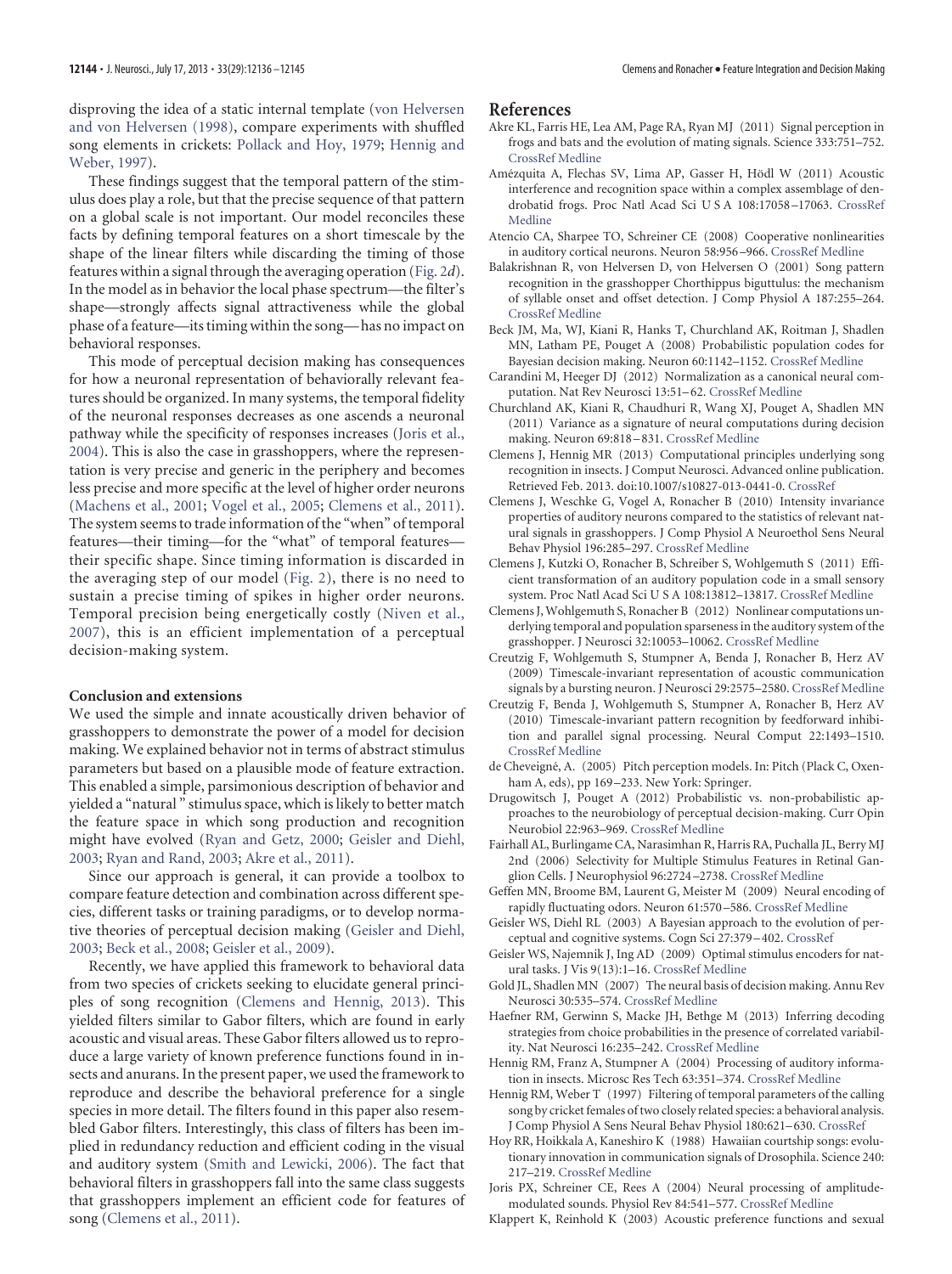disproving the idea of a static internal template (von Helversen and von Helversen (1998), compare experiments with shuffled song elements in crickets: Pollack and Hoy, 1979; Hennig and Weber, 1997).

These findings suggest that the temporal pattern of the stimulus does play a role, but that the precise sequence of that pattern on a global scale is not important. Our model reconciles these facts by defining temporal features on a short timescale by the shape of the linear filters while discarding the timing of those features within a signal through the averaging operation (Fig. 2*d*). In the model as in behavior the local phase spectrum—the filter's shape—strongly affects signal attractiveness while the global phase of a feature—its timing within the song—has no impact on behavioral responses.

This mode of perceptual decision making has consequences for how a neuronal representation of behaviorally relevant features should be organized. In many systems, the temporal fidelity of the neuronal responses decreases as one ascends a neuronal pathway while the specificity of responses increases (Joris et al., 2004). This is also the case in grasshoppers, where the representation is very precise and generic in the periphery and becomes less precise and more specific at the level of higher order neurons (Machens et al., 2001; Vogel et al., 2005; Clemens et al., 2011). The system seems to trade information of the "when" of temporal features—their timing—for the "what" of temporal features—their specific shape. Since timing information is discarded in the averaging step of our model (Fig. 2), there is no need to sustain a precise timing of spikes in higher order neurons. Temporal precision being energetically costly (Niven et al., 2007), this is an efficient implementation of a perceptual decision-making system.

### Conclusion and extensions

We used the simple and innate acoustically driven behavior of grasshoppers to demonstrate the power of a model for decision making. We explained behavior not in terms of abstract stimulus parameters but based on a plausible mode of feature extraction. This enabled a simple, parsimonious description of behavior and yielded a "natural" stimulus space, which is likely to better match the feature space in which song production and recognition might have evolved (Ryan and Getz, 2000; Geisler and Diehl, 2003; Ryan and Rand, 2003; Akre et al., 2011).

Since our approach is general, it can provide a toolbox to compare feature detection and combination across different species, different tasks or training paradigms, or to develop normative theories of perceptual decision making (Geisler and Diehl, 2003; Beck et al., 2008; Geisler et al., 2009).

Recently, we have applied this framework to behavioral data from two species of crickets seeking to elucidate general principles of song recognition (Clemens and Hennig, 2013). This yielded filters similar to Gabor filters, which are found in early acoustic and visual areas. These Gabor filters allowed us to reproduce a large variety of known preference functions found in insects and anurans. In the present paper, we used the framework to reproduce and describe the behavioral preference for a single species in more detail. The filters found in this paper also resembled Gabor filters. Interestingly, this class of filters has been implied in redundancy reduction and efficient coding in the visual and auditory system (Smith and Lewicki, 2006). The fact that behavioral filters in grasshoppers fall into the same class suggests that grasshoppers implement an efficient code for features of song (Clemens et al., 2011).

## References

Akre KL, Farris HE, Lea AM, Page RA, Ryan MJ (2011) Signal perception in frogs and bats and the evolution of mating signals. Science 333:751–752. CrossRef Medline

Amézquita A, Flechas SV, Lima AP, Gasser H, Hödl W (2011) Acoustic interference and recognition space within a complex assemblage of dendrobatid frogs. Proc Natl Acad Sci U S A 108:17058–17063. CrossRef Medline

Atencio CA, Sharpee TO, Schreiner CE (2008) Cooperative nonlinearities in auditory cortical neurons. Neuron 58:956–966. CrossRef Medline

Balakrishnan R, von Helversen D, von Helversen O (2001) Song pattern recognition in the grasshopper Chorthippus biguttulus: the mechanism of syllable onset and offset detection. J Comp Physiol A 187:255–264. CrossRef Medline

Beck JM, Ma, WJ, Kiani R, Hanks T, Churchland AK, Roitman J, Shadlen MN, Latham PE, Pouget A (2008) Probabilistic population codes for Bayesian decision making. Neuron 60:1142–1152. CrossRef Medline

Carandini M, Heeger DJ (2012) Normalization as a canonical neural computation. Nat Rev Neurosci 13:51–62. CrossRef Medline

Churchland AK, Kiani R, Chaudhuri R, Wang XJ, Pouget A, Shadlen MN (2011) Variance as a signature of neural computations during decision making. Neuron 69:818–831. CrossRef Medline

Clemens J, Hennig MR (2013) Computational principles underlying song recognition in insects. J Comput Neurosci. Advanced online publication. Retrieved Feb. 2013. doi:10.1007/s10827-013-0441-0. CrossRef

Clemens J, Weschke G, Vogel A, Ronacher B (2010) Intensity invariance properties of auditory neurons compared to the statistics of relevant natural signals in grasshoppers. J Comp Physiol A Neuroethol Sens Neural Behav Physiol 196:285–297. CrossRef Medline

Clemens J, Kutzki O, Ronacher B, Schreiber S, Wohlgemuth S (2011) Efficient transformation of an auditory population code in a small sensory system. Proc Natl Acad Sci U S A 108:13812–13817. CrossRef Medline

Clemens J, Wohlgemuth S, Ronacher B (2012) Nonlinear computations underlying temporal and population sparseness in the auditory system of the grasshopper. J Neurosci 32:10053–10062. CrossRef Medline

Creutzig F, Wohlgemuth S, Stumpner A, Benda J, Ronacher B, Herz AV (2009) Timescale-invariant representation of acoustic communication signals by a bursting neuron. J Neurosci 29:2575–2580. CrossRef Medline

Creutzig F, Benda J, Wohlgemuth S, Stumpner A, Ronacher B, Herz AV (2010) Timescale-invariant pattern recognition by feedforward inhibition and parallel signal processing. Neural Comput 22:1493–1510. CrossRef Medline

de Cheveigné, A. (2005) Pitch perception models. In: Pitch (Plack C, Oxenham A, eds), pp 169–233. New York: Springer.

Drugowitsch J, Pouget A (2012) Probabilistic vs. non-probabilistic approaches to the neurobiology of perceptual decision-making. Curr Opin Neurobiol 22:963–969. CrossRef Medline

Fairhall AL, Burlingame CA, Narasimhan R, Harris RA, Puchalla JL, Berry MJ 2nd (2006) Selectivity for Multiple Stimulus Features in Retinal Ganglion Cells. J Neurophysiol 96:2724–2738. CrossRef Medline

Geffen MN, Broome BM, Laurent G, Meister M (2009) Neural encoding of rapidly fluctuating odors. Neuron 61:570–586. CrossRef Medline

Geisler WS, Diehl RL (2003) A Bayesian approach to the evolution of perceptual and cognitive systems. Cogn Sci 27:379–402. CrossRef

Geisler WS, Najemnik J, Ing AD (2009) Optimal stimulus encoders for natural tasks. J Vis 9(13):1–16. CrossRef Medline

Gold JL, Shadlen MN (2007) The neural basis of decision making. Annu Rev Neurosci 30:535–574. CrossRef Medline

Haefner RM, Gerwinn S, Macke JH, Bethge M (2013) Inferring decoding strategies from choice probabilities in the presence of correlated variability. Nat Neurosci 16:235–242. CrossRef Medline

Hennig RM, Franz A, Stumpner A (2004) Processing of auditory information in insects. Microsc Res Tech 63:351–374. CrossRef Medline

Hennig RM, Weber T (1997) Filtering of temporal parameters of the calling song by cricket females of two closely related species: a behavioral analysis. J Comp Physiol A Sens Neural Behav Physiol 180:621–630. CrossRef

Hoy RR, Hoikkala A, Kaneshiro K (1988) Hawaiian courtship songs: evolutionary innovation in communication signals of Drosophila. Science 240: 217–219. CrossRef Medline

Joris PX, Schreiner CE, Rees A (2004) Neural processing of amplitude-modulated sounds. Physiol Rev 84:541–577. CrossRef Medline

Klappert K, Reinhold K (2003) Acoustic preference functions and sexual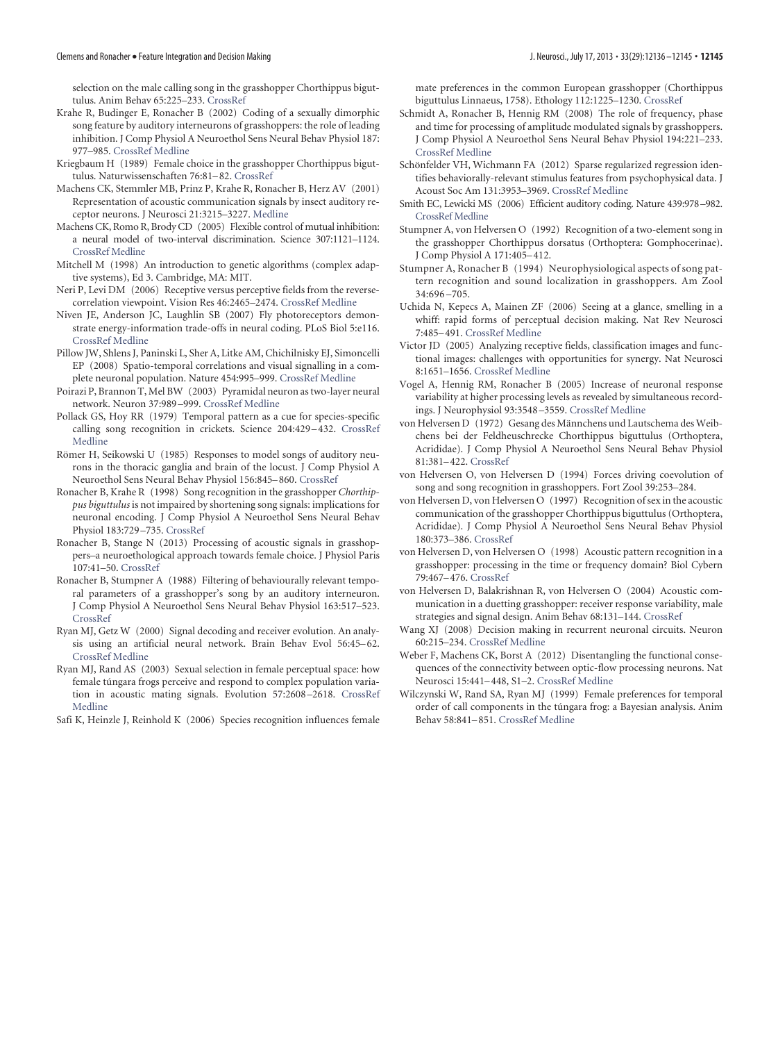selection on the male calling song in the grasshopper Chorthippus biguttulus. Anim Behav 65:225–233. CrossRef

Krahe R, Budinger E, Ronacher B (2002) Coding of a sexually dimorphic song feature by auditory interneurons of grasshoppers: the role of leading inhibition. J Comp Physiol A Neuroethol Sens Neural Behav Physiol 187: 977–985. CrossRef Medline

Kriegbaum H (1989) Female choice in the grasshopper Chorthippus biguttulus. Naturwissenschaften 76:81–82. CrossRef

Machens CK, Stemmler MB, Prinz P, Krahe R, Ronacher B, Herz AV (2001) Representation of acoustic communication signals by insect auditory receptor neurons. J Neurosci 21:3215–3227. Medline

Machens CK, Romo R, Brody CD (2005) Flexible control of mutual inhibition: a neural model of two-interval discrimination. Science 307:1121–1124. CrossRef Medline

Mitchell M (1998) An introduction to genetic algorithms (complex adaptive systems), Ed 3. Cambridge, MA: MIT.

Neri P, Levi DM (2006) Receptive versus perceptive fields from the reverse-correlation viewpoint. Vision Res 46:2465–2474. CrossRef Medline

Niven JE, Anderson JC, Laughlin SB (2007) Fly photoreceptors demonstrate energy-information trade-offs in neural coding. PLoS Biol 5:e116. CrossRef Medline

Pillow JW, Shlens J, Paninski L, Sher A, Litke AM, Chichilnisky EJ, Simoncelli EP (2008) Spatio-temporal correlations and visual signalling in a complete neuronal population. Nature 454:995–999. CrossRef Medline

Poirazi P, Brannon T, Mel BW (2003) Pyramidal neuron as two-layer neural network. Neuron 37:989–999. CrossRef Medline

Pollack GS, Hoy RR (1979) Temporal pattern as a cue for species-specific calling song recognition in crickets. Science 204:429–432. CrossRef Medline

Römer H, Seikowski U (1985) Responses to model songs of auditory neurons in the thoracic ganglia and brain of the locust. J Comp Physiol A Neuroethol Sens Neural Behav Physiol 156:845–860. CrossRef

Ronacher B, Krahe R (1998) Song recognition in the grasshopper *Chorthippus biguttulus* is not impaired by shortening song signals: implications for neuronal encoding. J Comp Physiol A Neuroethol Sens Neural Behav Physiol 183:729–735. CrossRef

Ronacher B, Stange N (2013) Processing of acoustic signals in grasshoppers–a neuroethological approach towards female choice. J Physiol Paris 107:41–50. CrossRef

Ronacher B, Stumpner A (1988) Filtering of behaviourally relevant temporal parameters of a grasshopper's song by an auditory interneuron. J Comp Physiol A Neuroethol Sens Neural Behav Physiol 163:517–523. CrossRef

Ryan MJ, Getz W (2000) Signal decoding and receiver evolution. An analysis using an artificial neural network. Brain Behav Evol 56:45–62. CrossRef Medline

Ryan MJ, Rand AS (2003) Sexual selection in female perceptual space: how female túngara frogs perceive and respond to complex population variation in acoustic mating signals. Evolution 57:2608–2618. CrossRef Medline

Safi K, Heinzle J, Reinhold K (2006) Species recognition influences female mate preferences in the common European grasshopper (Chorthippus biguttulus Linnaeus, 1758). Ethology 112:1225–1230. CrossRef

Schmidt A, Ronacher B, Hennig RM (2008) The role of frequency, phase and time for processing of amplitude modulated signals by grasshoppers. J Comp Physiol A Neuroethol Sens Neural Behav Physiol 194:221–233. CrossRef Medline

Schönfelder VH, Wichmann FA (2012) Sparse regularized regression identifies behaviorally-relevant stimulus features from psychophysical data. J Acoust Soc Am 131:3953–3969. CrossRef Medline

Smith EC, Lewicki MS (2006) Efficient auditory coding. Nature 439:978–982. CrossRef Medline

Stumpner A, von Helversen O (1992) Recognition of a two-element song in the grasshopper Chorthippus dorsatus (Orthoptera: Gomphocerinae). J Comp Physiol A 171:405–412.

Stumpner A, Ronacher B (1994) Neurophysiological aspects of song pattern recognition and sound localization in grasshoppers. Am Zool 34:696–705.

Uchida N, Kepecs A, Mainen ZF (2006) Seeing at a glance, smelling in a whiff: rapid forms of perceptual decision making. Nat Rev Neurosci 7:485–491. CrossRef Medline

Victor JD (2005) Analyzing receptive fields, classification images and functional images: challenges with opportunities for synergy. Nat Neurosci 8:1651–1656. CrossRef Medline

Vogel A, Hennig RM, Ronacher B (2005) Increase of neuronal response variability at higher processing levels as revealed by simultaneous recordings. J Neurophysiol 93:3548–3559. CrossRef Medline

von Helversen D (1972) Gesang des Männchens und Lautschema des Weibchens bei der Feldheuschrecke Chorthippus biguttulus (Orthoptera, Acrididae). J Comp Physiol A Neuroethol Sens Neural Behav Physiol 81:381–422. CrossRef

von Helversen O, von Helversen D (1994) Forces driving coevolution of song and song recognition in grasshoppers. Fort Zool 39:253–284.

von Helversen D, von Helversen O (1997) Recognition of sex in the acoustic communication of the grasshopper Chorthippus biguttulus (Orthoptera, Acrididae). J Comp Physiol A Neuroethol Sens Neural Behav Physiol 180:373–386. CrossRef

von Helversen D, von Helversen O (1998) Acoustic pattern recognition in a grasshopper: processing in the time or frequency domain? Biol Cybern 79:467–476. CrossRef

von Helversen D, Balakrishnan R, von Helversen O (2004) Acoustic communication in a duetting grasshopper: receiver response variability, male strategies and signal design. Anim Behav 68:131–144. CrossRef

Wang XJ (2008) Decision making in recurrent neuronal circuits. Neuron 60:215–234. CrossRef Medline

Weber F, Machens CK, Borst A (2012) Disentangling the functional consequences of the connectivity between optic-flow processing neurons. Nat Neurosci 15:441–448, S1–2. CrossRef Medline

Wilczynski W, Rand SA, Ryan MJ (1999) Female preferences for temporal order of call components in the túngara frog: a Bayesian analysis. Anim Behav 58:841–851. CrossRef Medline